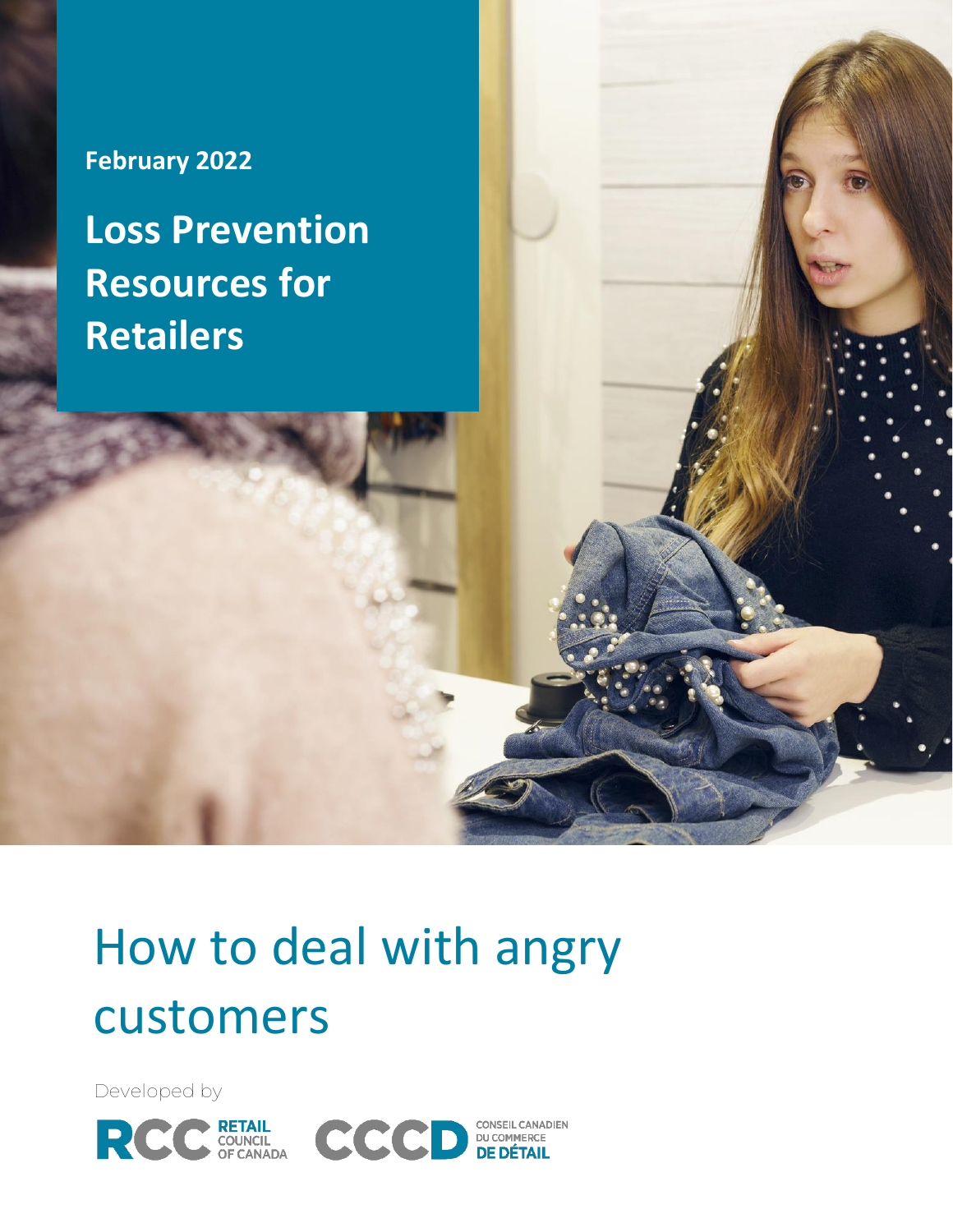February 2022

# Loss Prevention Resources for Retailers

# How to deal with angry customers

Developed by

RCC RETAIL COUNCIL OF CANADA

CCCD CONSEIL CANADIEN DU COMMERCE DE DÉTAIL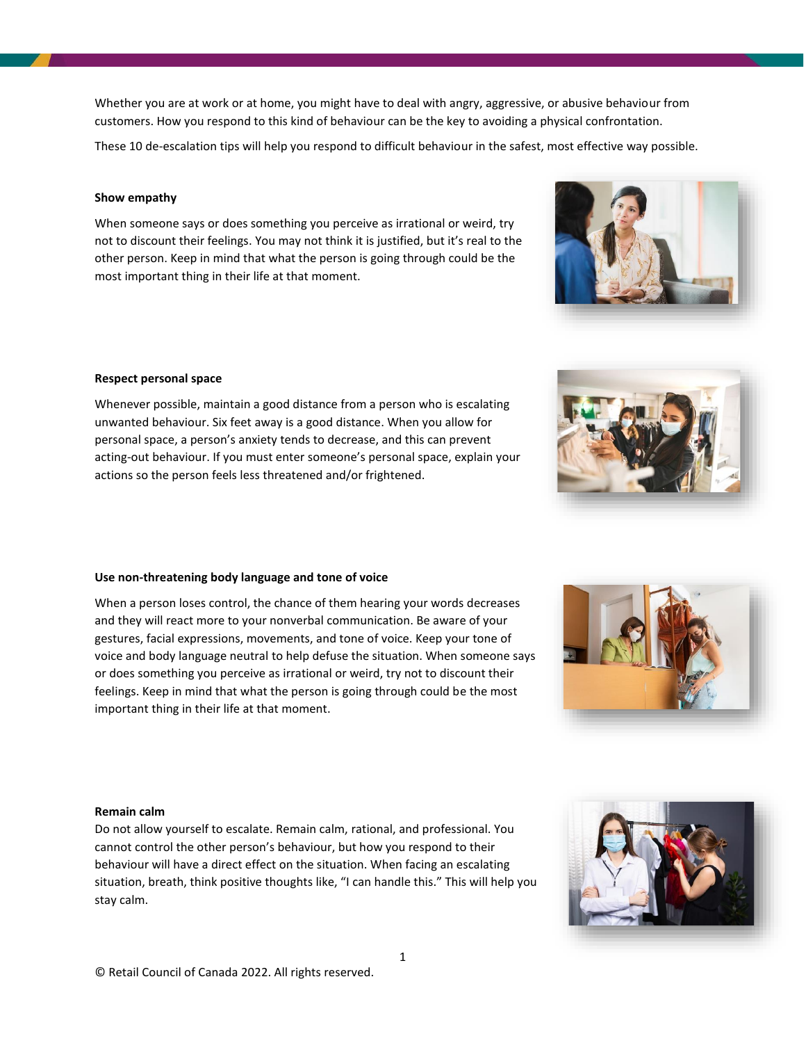Whether you are at work or at home, you might have to deal with angry, aggressive, or abusive behaviour from customers. How you respond to this kind of behaviour can be the key to avoiding a physical confrontation.

These 10 de-escalation tips will help you respond to difficult behaviour in the safest, most effective way possible.

**Show empathy**

When someone says or does something you perceive as irrational or weird, try not to discount their feelings. You may not think it is justified, but it's real to the other person. Keep in mind that what the person is going through could be the most important thing in their life at that moment.

**Respect personal space**

Whenever possible, maintain a good distance from a person who is escalating unwanted behaviour. Six feet away is a good distance. When you allow for personal space, a person's anxiety tends to decrease, and this can prevent acting-out behaviour. If you must enter someone's personal space, explain your actions so the person feels less threatened and/or frightened.

**Use non-threatening body language and tone of voice**

When a person loses control, the chance of them hearing your words decreases and they will react more to your nonverbal communication. Be aware of your gestures, facial expressions, movements, and tone of voice. Keep your tone of voice and body language neutral to help defuse the situation. When someone says or does something you perceive as irrational or weird, try not to discount their feelings. Keep in mind that what the person is going through could be the most important thing in their life at that moment.

**Remain calm**

Do not allow yourself to escalate. Remain calm, rational, and professional. You cannot control the other person's behaviour, but how you respond to their behaviour will have a direct effect on the situation. When facing an escalating situation, breath, think positive thoughts like, "I can handle this." This will help you stay calm.

© Retail Council of Canada 2022. All rights reserved.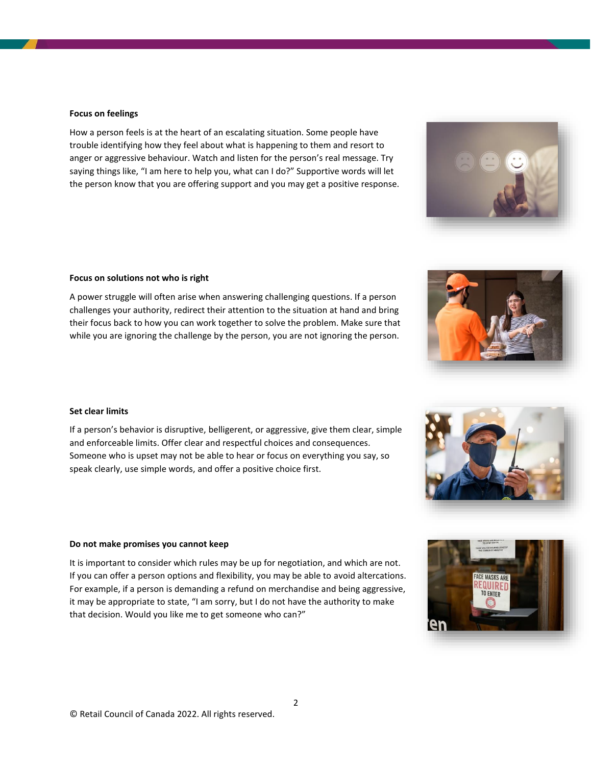**Focus on feelings**

How a person feels is at the heart of an escalating situation. Some people have trouble identifying how they feel about what is happening to them and resort to anger or aggressive behaviour. Watch and listen for the person's real message. Try saying things like, "I am here to help you, what can I do?" Supportive words will let the person know that you are offering support and you may get a positive response.

**Focus on solutions not who is right**

A power struggle will often arise when answering challenging questions. If a person challenges your authority, redirect their attention to the situation at hand and bring their focus back to how you can work together to solve the problem. Make sure that while you are ignoring the challenge by the person, you are not ignoring the person.

**Set clear limits**

If a person's behavior is disruptive, belligerent, or aggressive, give them clear, simple and enforceable limits. Offer clear and respectful choices and consequences. Someone who is upset may not be able to hear or focus on everything you say, so speak clearly, use simple words, and offer a positive choice first.

**Do not make promises you cannot keep**

It is important to consider which rules may be up for negotiation, and which are not. If you can offer a person options and flexibility, you may be able to avoid altercations. For example, if a person is demanding a refund on merchandise and being aggressive, it may be appropriate to state, "I am sorry, but I do not have the authority to make that decision. Would you like me to get someone who can?"

© Retail Council of Canada 2022. All rights reserved.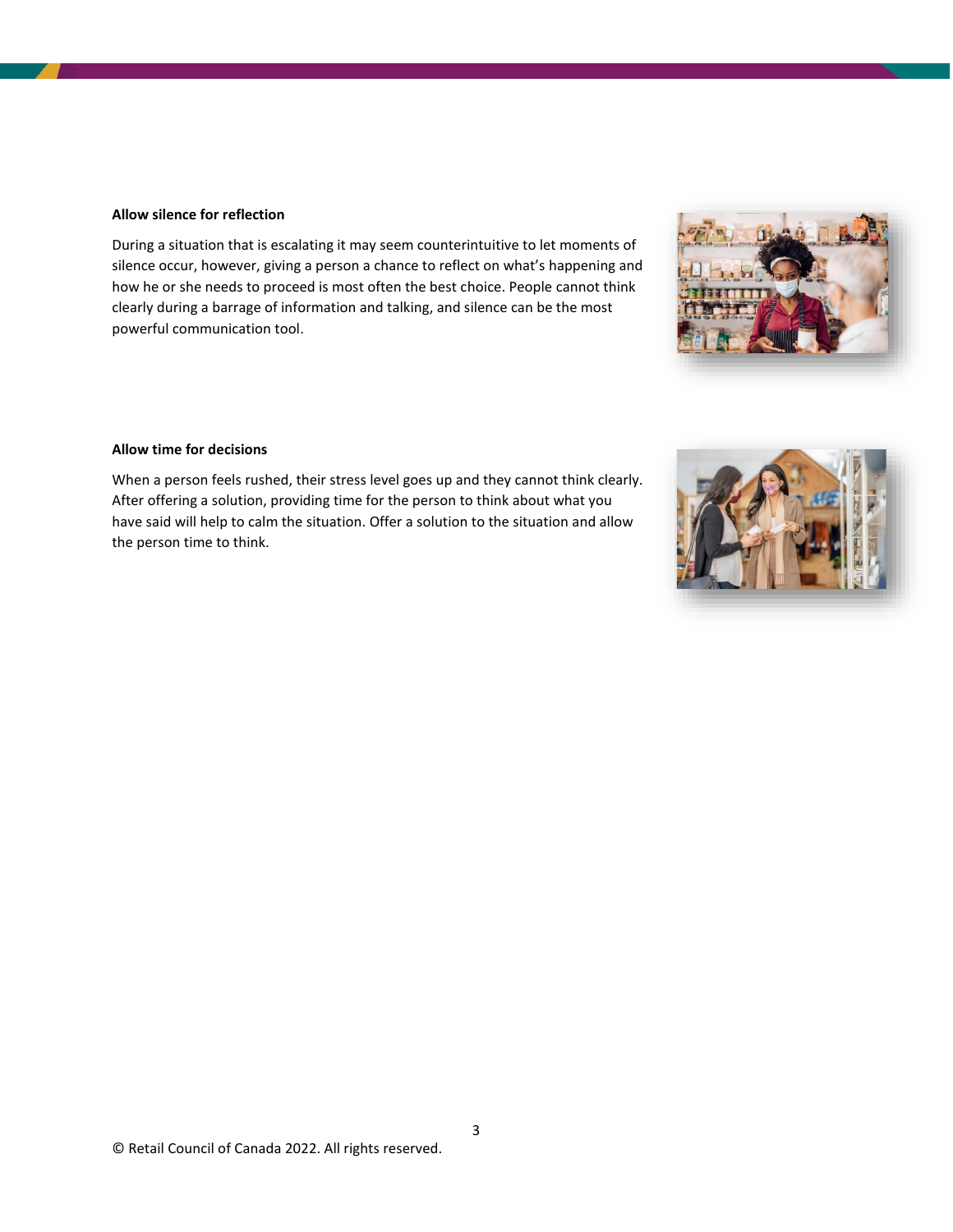**Allow silence for reflection**

During a situation that is escalating it may seem counterintuitive to let moments of silence occur, however, giving a person a chance to reflect on what's happening and how he or she needs to proceed is most often the best choice. People cannot think clearly during a barrage of information and talking, and silence can be the most powerful communication tool.

**Allow time for decisions**

When a person feels rushed, their stress level goes up and they cannot think clearly. After offering a solution, providing time for the person to think about what you have said will help to calm the situation. Offer a solution to the situation and allow the person time to think.

© Retail Council of Canada 2022. All rights reserved.